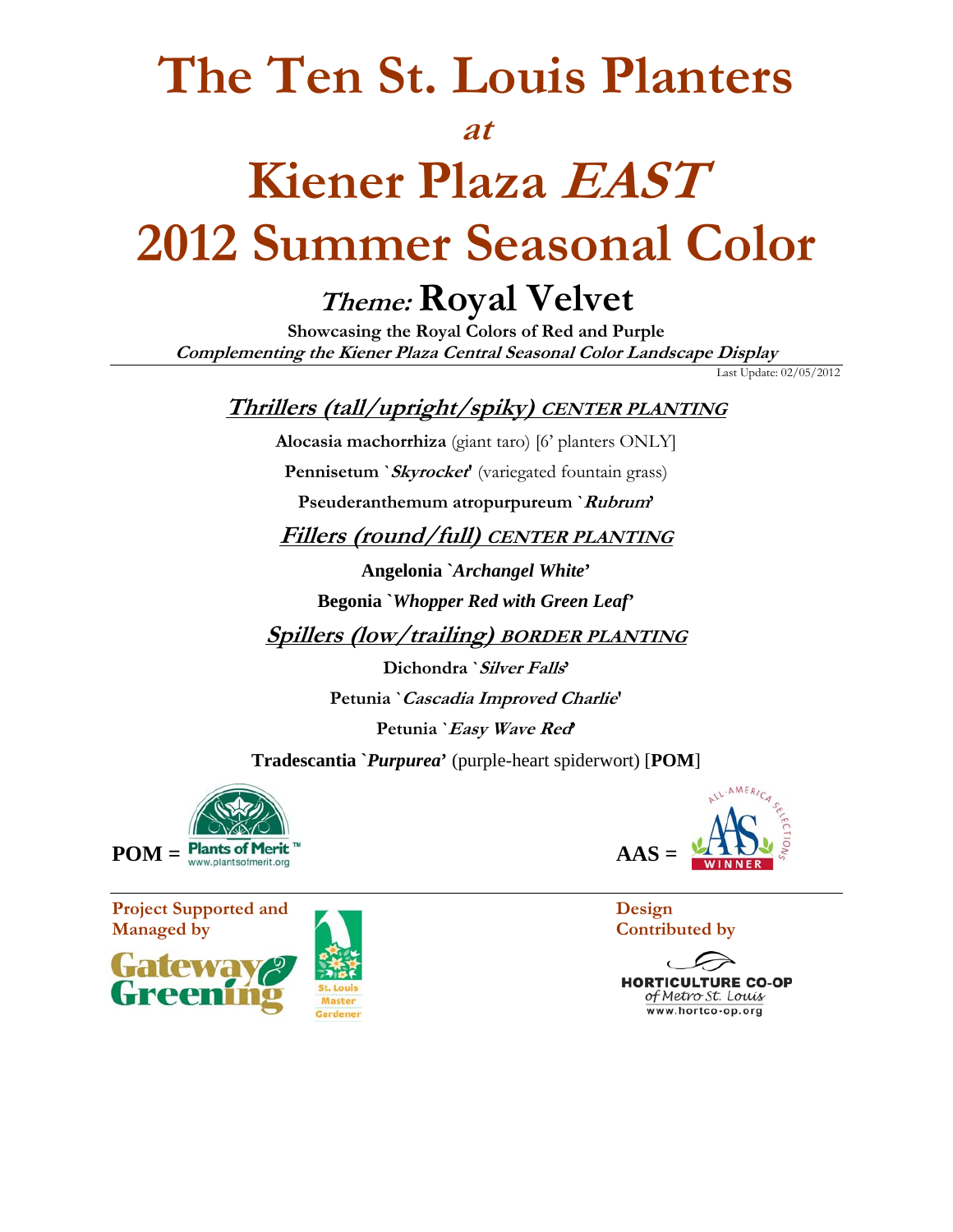# The Ten St. Louis Planters

*at*

# Kiener Plaza *EAST*

# 2012 Summer Seasonal Color

## *Theme:* Royal Velvet

**Showcasing the Royal Colors of Red and Purple**

***Complementing the Kiener Plaza Central Seasonal Color Landscape Display***

Last Update: 02/05/2012

### *Thrillers (tall/upright/spiky)* CENTER PLANTING

**Alocasia machorrhiza** (giant taro) [6' planters ONLY]

**Pennisetum `*Skyrocket*'** (variegated fountain grass)

**Pseuderanthemum atropurpureum `*Rubrum*'**

### *Fillers (round/full)* CENTER PLANTING

**Angelonia `*Archangel White*'**

**Begonia `*Whopper Red with Green Leaf*'**

### *Spillers (low/trailing)* BORDER PLANTING

**Dichondra `*Silver Falls*'**

**Petunia `*Cascadia Improved Charlie*'**

**Petunia `*Easy Wave Red*'**

**Tradescantia `*Purpurea*'** (purple-heart spiderwort) [**POM**]

**POM =** Plants of Merit™ www.plantsofmerit.org

**AAS =** All-America Selections Winner

**Project Supported and Managed by**

Gateway Greening

St. Louis Master Gardener

**Design Contributed by**

HORTICULTURE CO-OP of Metro St. Louis
www.hortco-op.org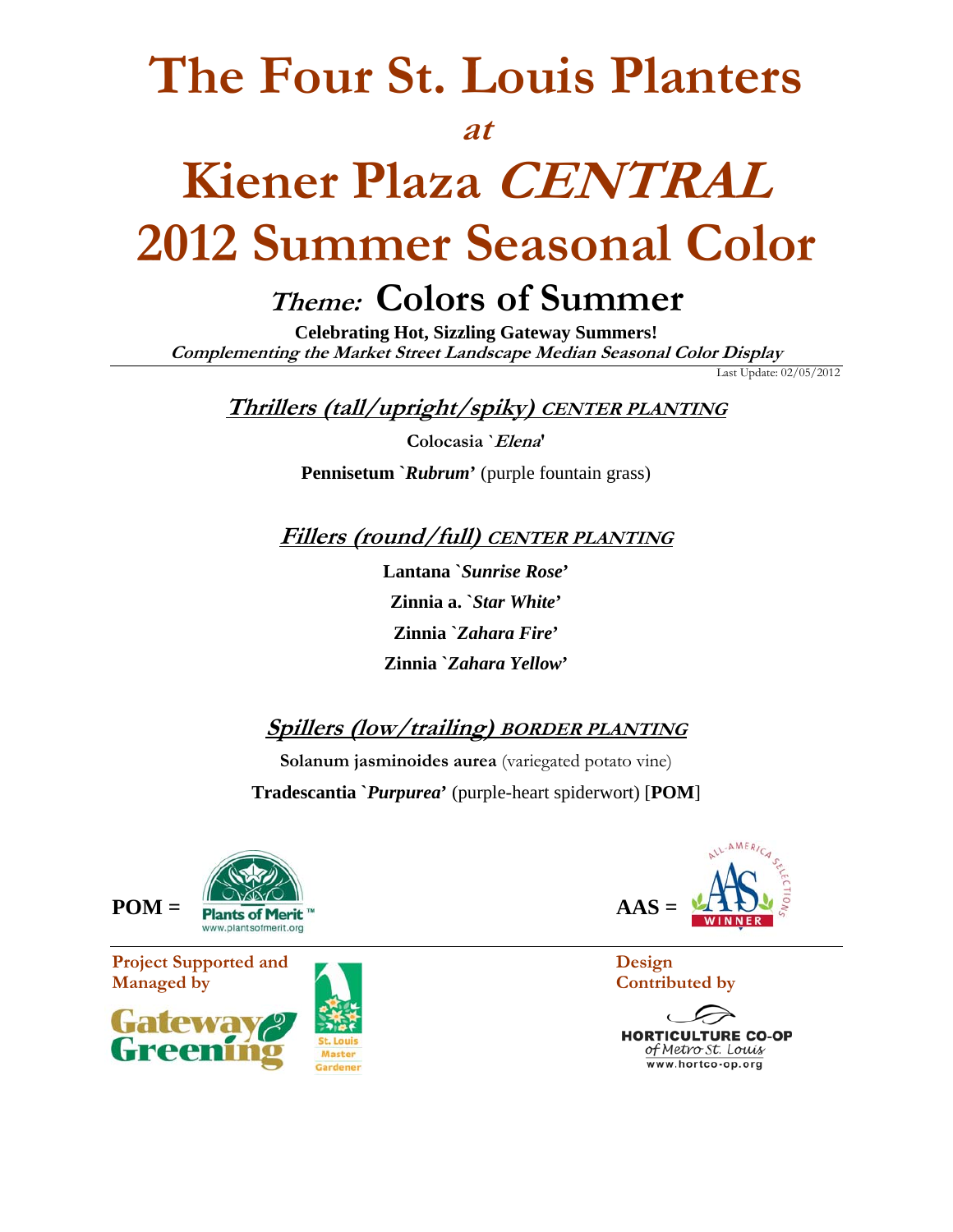# The Four St. Louis Planters

***at***

# Kiener Plaza *CENTRAL*
# 2012 Summer Seasonal Color

## *Theme:* Colors of Summer

**Celebrating Hot, Sizzling Gateway Summers!**

***Complementing the Market Street Landscape Median Seasonal Color Display***

Last Update: 02/05/2012

### *Thrillers (tall/upright/spiky)* CENTER PLANTING

**Colocasia `*Elena*'**

**Pennisetum `*Rubrum*'** (purple fountain grass)

### *Fillers (round/full)* CENTER PLANTING

**Lantana `*Sunrise Rose*'**

**Zinnia a. `*Star White*'**

**Zinnia `*Zahara Fire*'**

**Zinnia `*Zahara Yellow*'**

### *Spillers (low/trailing)* BORDER PLANTING

**Solanum jasminoides aurea** (variegated potato vine)

**Tradescantia `*Purpurea*'** (purple-heart spiderwort) [**POM**]

**POM =** Plants of Merit™ www.plantsofmerit.org

**AAS =** All-America Selections Winner

**Project Supported and Managed by**

Gateway Greening — St. Louis Master Gardener

**Design Contributed by**

HORTICULTURE CO-OP of Metro St. Louis
www.hortco-op.org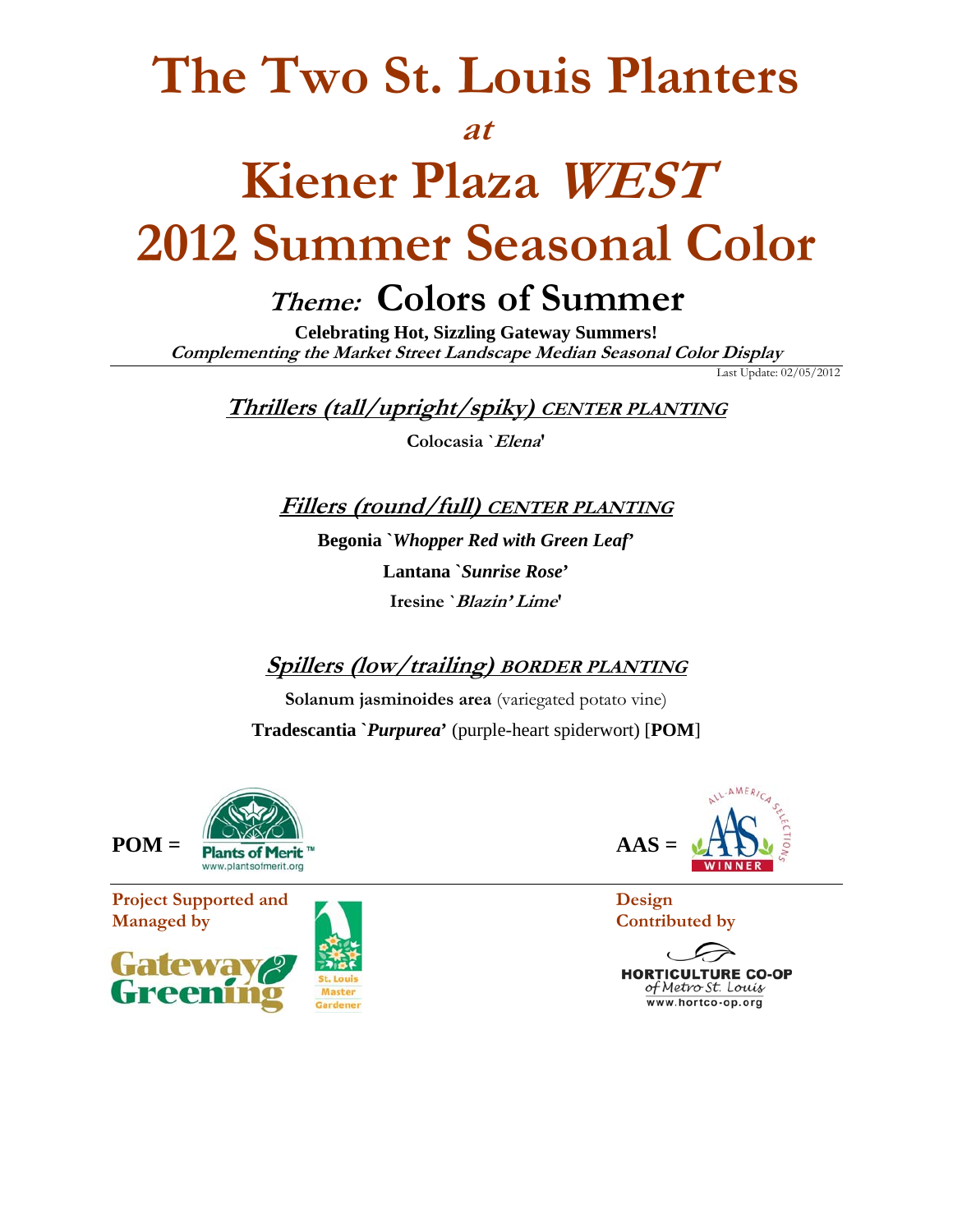# The Two St. Louis Planters

*at*

# Kiener Plaza *WEST*

# 2012 Summer Seasonal Color

## *Theme:* Colors of Summer

**Celebrating Hot, Sizzling Gateway Summers!**

***Complementing the Market Street Landscape Median Seasonal Color Display***

Last Update: 02/05/2012

### *Thrillers (tall/upright/spiky) CENTER PLANTING*

**Colocasia `*Elena*'**

### *Fillers (round/full) CENTER PLANTING*

**Begonia `*Whopper Red with Green Leaf*'**

**Lantana `*Sunrise Rose*'**

**Iresine `*Blazin' Lime*'**

### *Spillers (low/trailing) BORDER PLANTING*

**Solanum jasminoides area** (variegated potato vine)

**Tradescantia `*Purpurea*'** (purple-heart spiderwort) [**POM**]

**POM =** Plants of Merit™ www.plantsofmerit.org

**AAS =** ALL-AMERICA SELECTIONS AAS WINNER

**Project Supported and Managed by**

Gateway Greening

St. Louis Master Gardener

**Design Contributed by**

HORTICULTURE CO-OP of Metro St. Louis
www.hortco-op.org